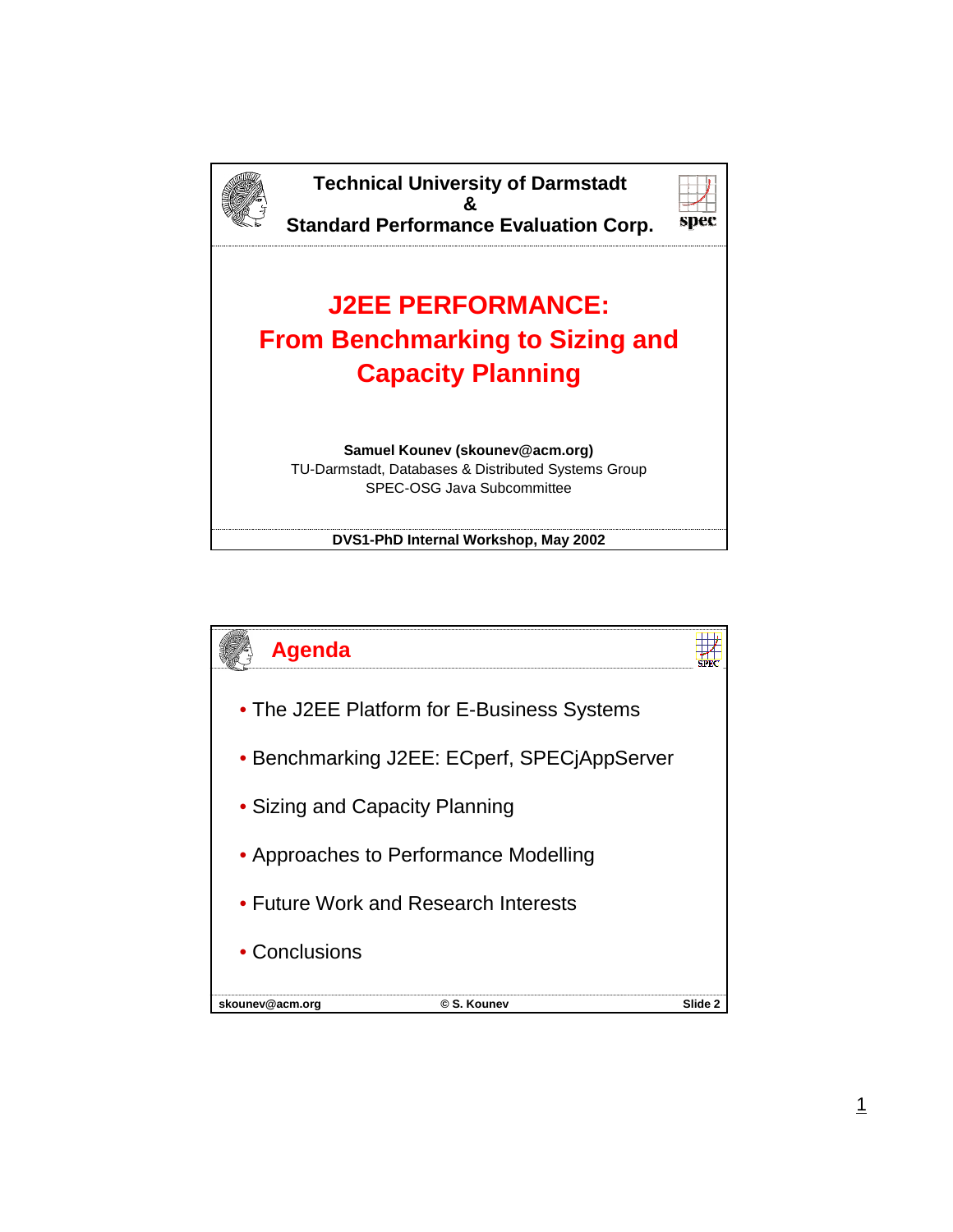Technical University of Darmstadt
&
Standard Performance Evaluation Corp.

# J2EE PERFORMANCE: From Benchmarking to Sizing and Capacity Planning

**Samuel Kounev (skounev@acm.org)**
TU-Darmstadt, Databases & Distributed Systems Group
SPEC-OSG Java Subcommittee

**DVS1-PhD Internal Workshop, May 2002**

## Agenda

- The J2EE Platform for E-Business Systems
- Benchmarking J2EE: ECperf, SPECjAppServer
- Sizing and Capacity Planning
- Approaches to Performance Modelling
- Future Work and Research Interests
- Conclusions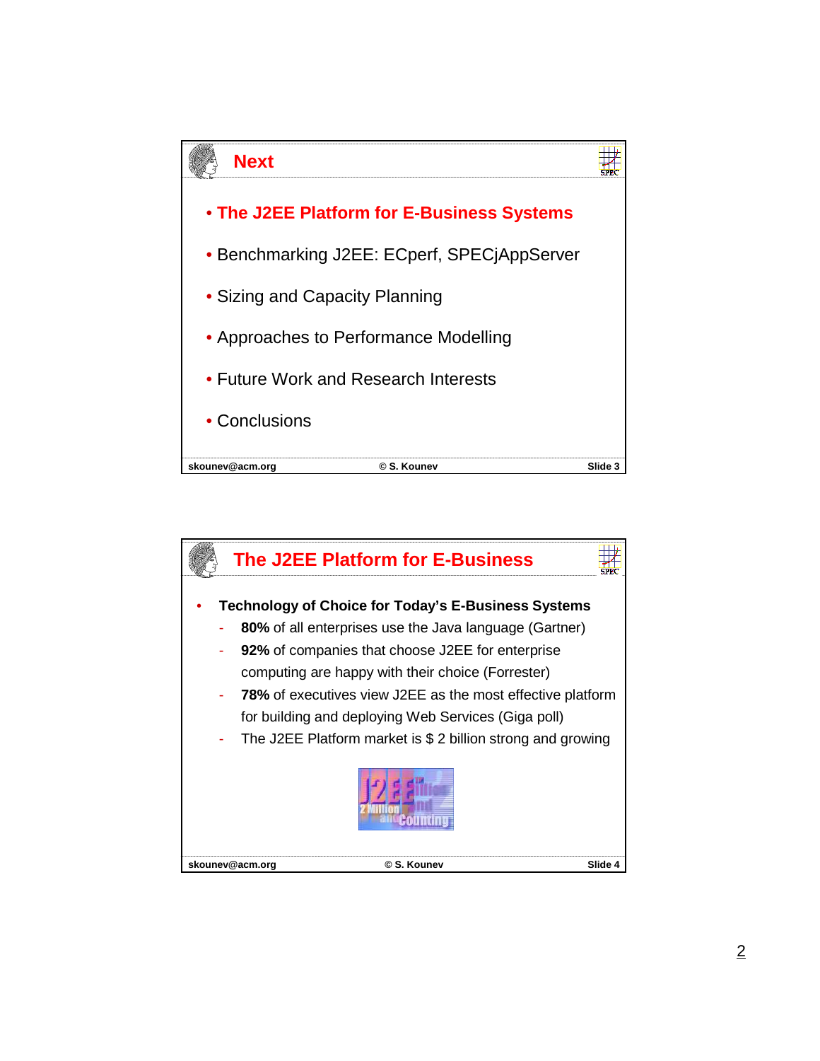## Next

- **The J2EE Platform for E-Business Systems**
- Benchmarking J2EE: ECperf, SPECjAppServer
- Sizing and Capacity Planning
- Approaches to Performance Modelling
- Future Work and Research Interests
- Conclusions

## The J2EE Platform for E-Business

- **Technology of Choice for Today's E-Business Systems**
  - **80%** of all enterprises use the Java language (Gartner)
  - **92%** of companies that choose J2EE for enterprise computing are happy with their choice (Forrester)
  - **78%** of executives view J2EE as the most effective platform for building and deploying Web Services (Giga poll)
  - The J2EE Platform market is $ 2 billion strong and growing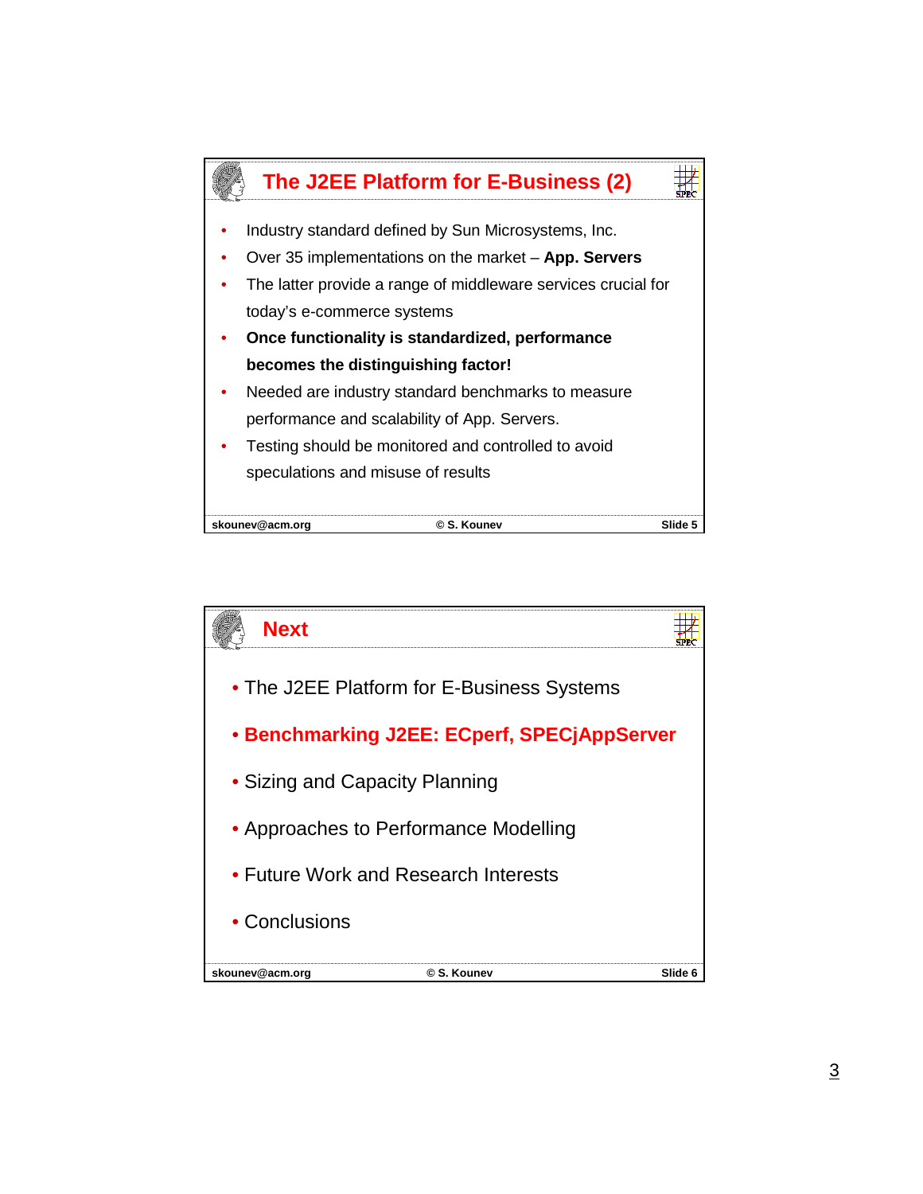## The J2EE Platform for E-Business (2)

- Industry standard defined by Sun Microsystems, Inc.
- Over 35 implementations on the market – **App. Servers**
- The latter provide a range of middleware services crucial for today's e-commerce systems
- **Once functionality is standardized, performance becomes the distinguishing factor!**
- Needed are industry standard benchmarks to measure performance and scalability of App. Servers.
- Testing should be monitored and controlled to avoid speculations and misuse of results

skounev@acm.org © S. Kounev Slide 5

## Next

- The J2EE Platform for E-Business Systems
- **Benchmarking J2EE: ECperf, SPECjAppServer**
- Sizing and Capacity Planning
- Approaches to Performance Modelling
- Future Work and Research Interests
- Conclusions

skounev@acm.org © S. Kounev Slide 6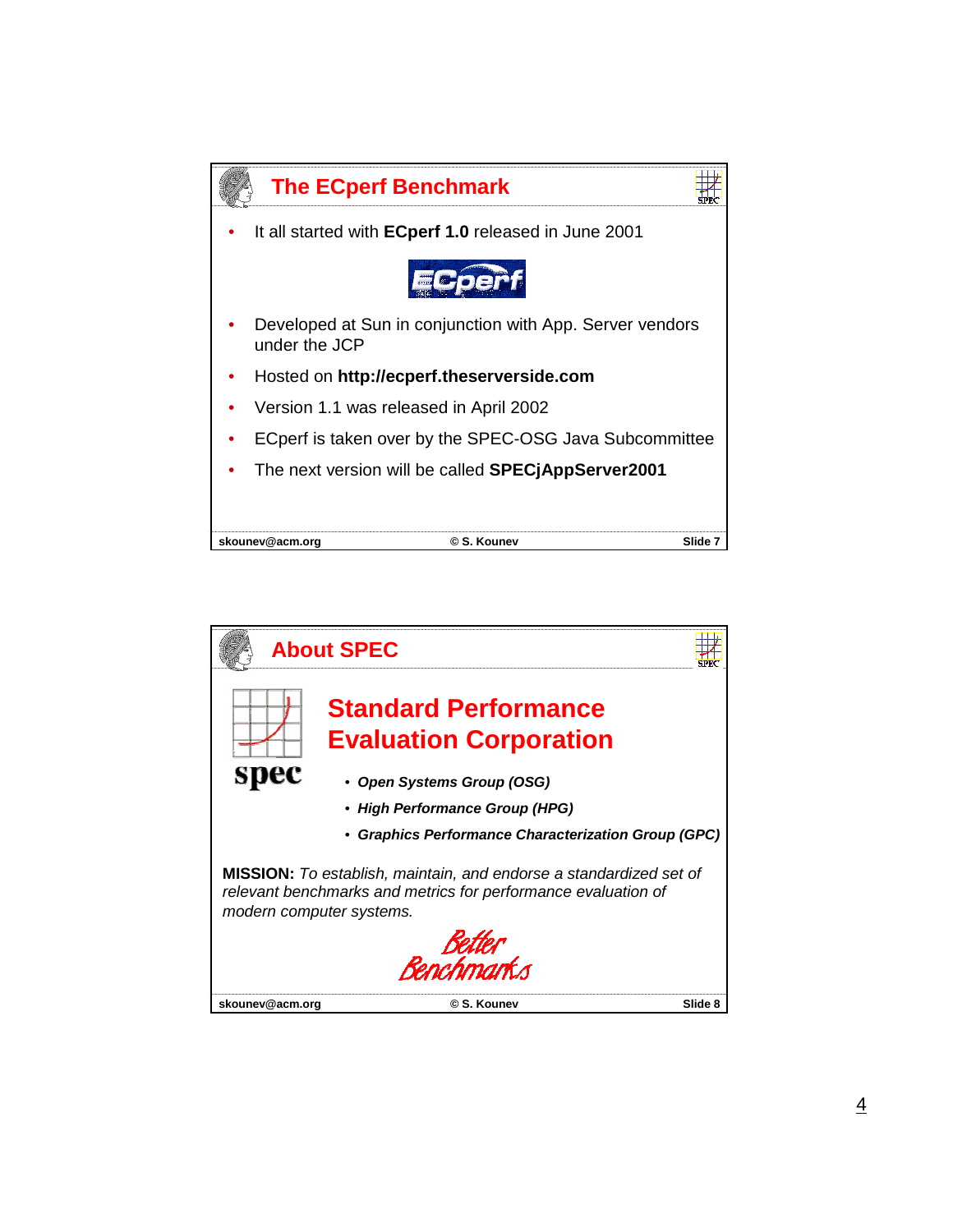## The ECperf Benchmark

- It all started with **ECperf 1.0** released in June 2001
- Developed at Sun in conjunction with App. Server vendors under the JCP
- Hosted on **http://ecperf.theserverside.com**
- Version 1.1 was released in April 2002
- ECperf is taken over by the SPEC-OSG Java Subcommittee
- The next version will be called **SPECjAppServer2001**

skounev@acm.org © S. Kounev Slide 7

## About SPEC

### Standard Performance Evaluation Corporation

- ***Open Systems Group (OSG)***
- ***High Performance Group (HPG)***
- ***Graphics Performance Characterization Group (GPC)***

**MISSION:** *To establish, maintain, and endorse a standardized set of relevant benchmarks and metrics for performance evaluation of modern computer systems.*

Better Benchmarks

skounev@acm.org © S. Kounev Slide 8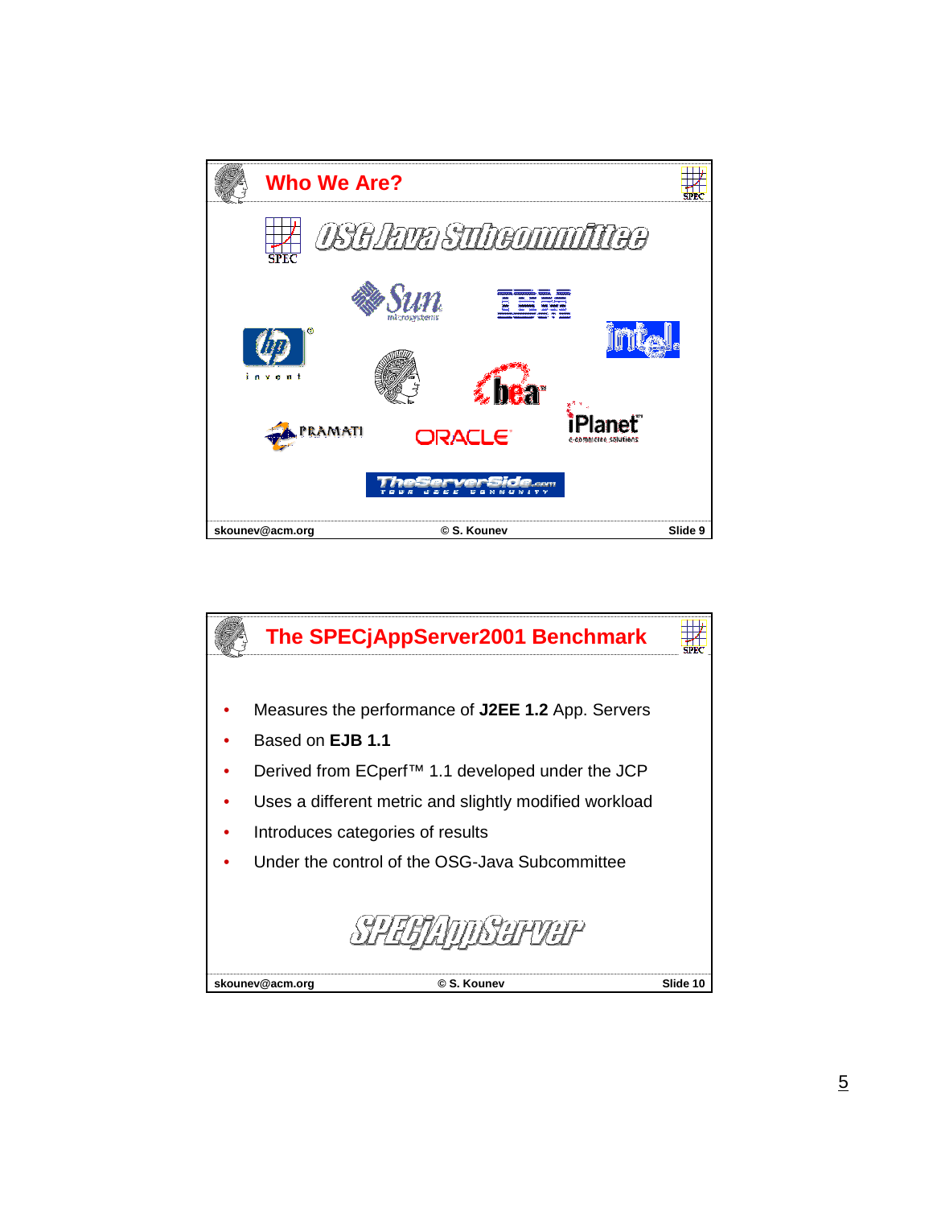## Who We Are?

OSG Java Subcommittee

Sun microsystems, IBM, hp invent, intel, bea, PRAMATI, ORACLE, iPlanet e-commerce solutions, TheServerSide.com YOUR J2EE COMMUNITY

skounev@acm.org © S. Kounev Slide 9

## The SPECjAppServer2001 Benchmark

- Measures the performance of **J2EE 1.2** App. Servers
- Based on **EJB 1.1**
- Derived from ECperf™ 1.1 developed under the JCP
- Uses a different metric and slightly modified workload
- Introduces categories of results
- Under the control of the OSG-Java Subcommittee

SPECjAppServer

skounev@acm.org © S. Kounev Slide 10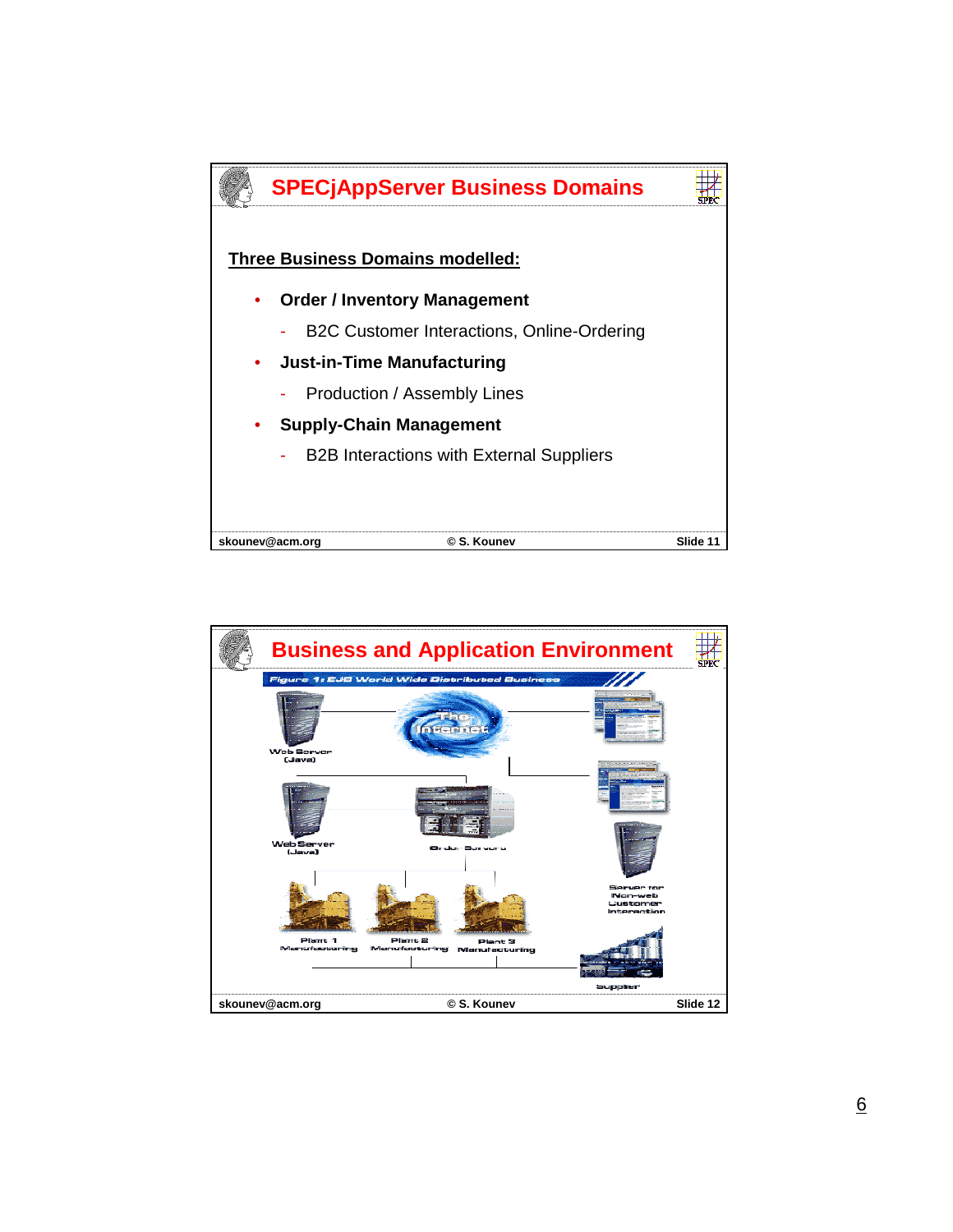## SPECjAppServer Business Domains

**Three Business Domains modelled:**

- **Order / Inventory Management**
  - B2C Customer Interactions, Online-Ordering
- **Just-in-Time Manufacturing**
  - Production / Assembly Lines
- **Supply-Chain Management**
  - B2B Interactions with External Suppliers

## Business and Application Environment

Figure 1: EJB World Wide Distributed Business

The Internet

Web Server (Java)

Web Server (Java)

Order Servers

Server for Non-web Customer Interaction

Plant 1 Manufacturing

Plant 2 Manufacturing

Plant 3 Manufacturing

Supplier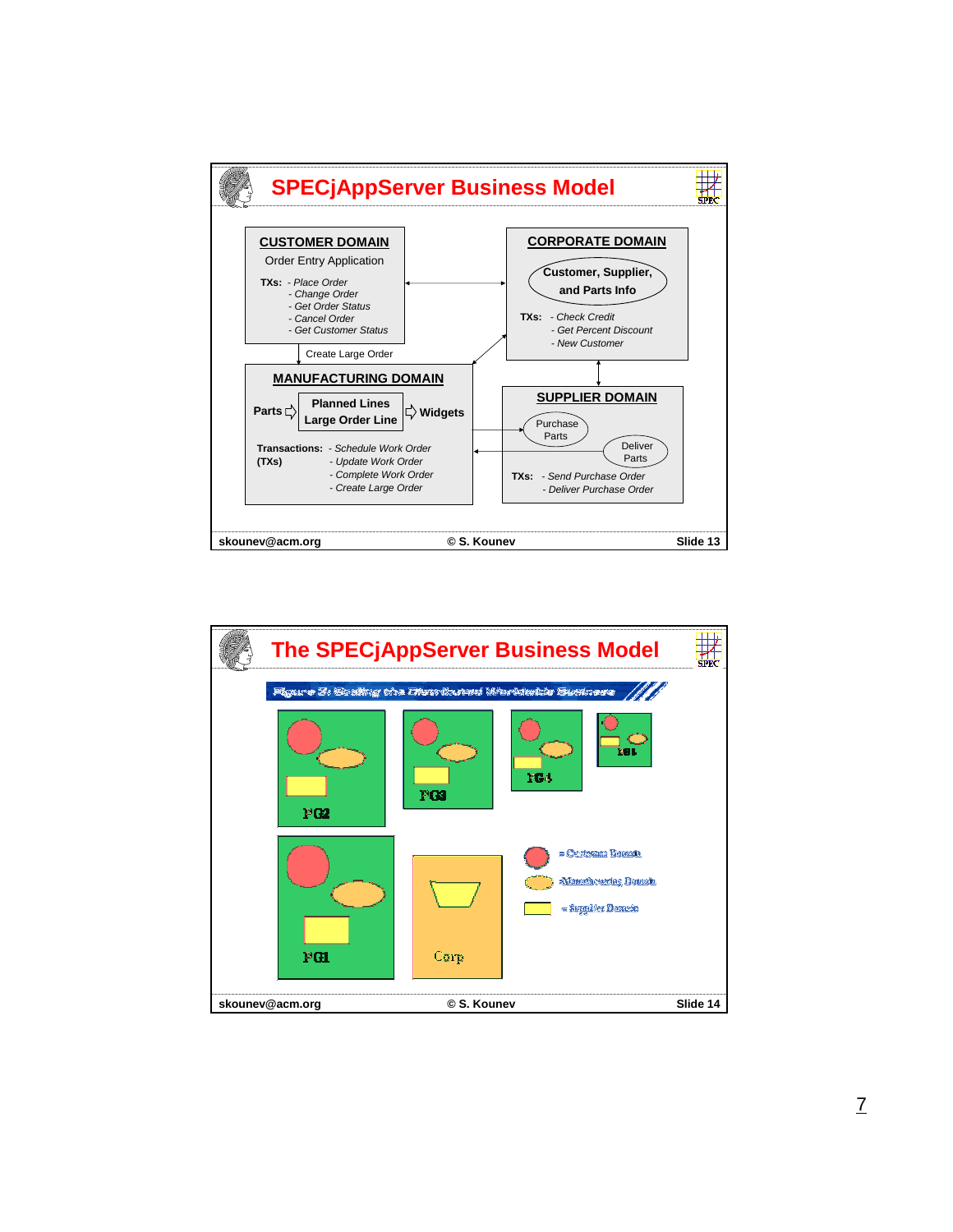# SPECjAppServer Business Model

**CUSTOMER DOMAIN**

Order Entry Application

TXs:
- *Place Order*
- *Change Order*
- *Get Order Status*
- *Cancel Order*
- *Get Customer Status*

**CORPORATE DOMAIN**

Customer, Supplier, and Parts Info

TXs:
- *Check Credit*
- *Get Percent Discount*
- *New Customer*

Create Large Order

**MANUFACTURING DOMAIN**

Parts ⇨ Planned Lines / Large Order Line ⇨ Widgets

Transactions: (TXs)
- *Schedule Work Order*
- *Update Work Order*
- *Complete Work Order*
- *Create Large Order*

**SUPPLIER DOMAIN**

Purchase Parts

Deliver Parts

TXs:
- *Send Purchase Order*
- *Deliver Purchase Order*

skounev@acm.org © S. Kounev Slide 13

# The SPECjAppServer Business Model

Figure 3: Scaling the Distributed Worldwide Business

PG2 PG3 PG4 PG5

PG1 Corp

= Customer Domain

= Manufacturing Domain

= Supplier Domain

skounev@acm.org © S. Kounev Slide 14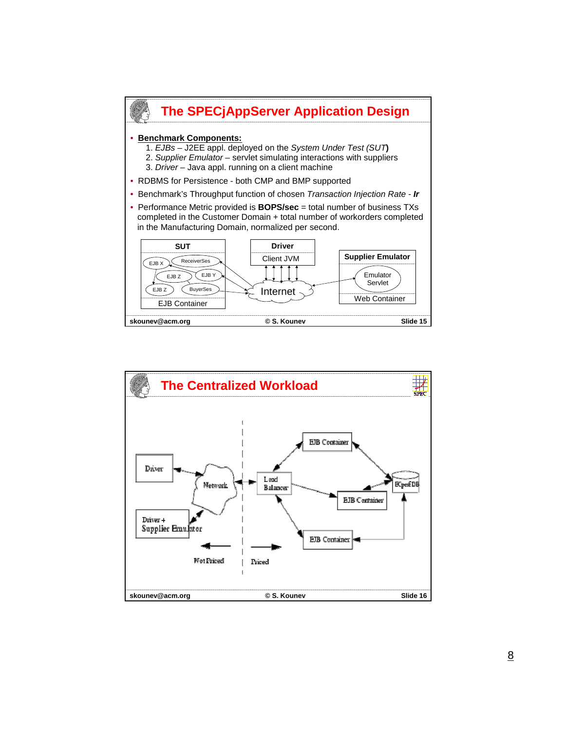## The SPECjAppServer Application Design

- **Benchmark Components:**
  1. *EJBs* – J2EE appl. deployed on the *System Under Test (SUT)*
  2. *Supplier Emulator* – servlet simulating interactions with suppliers
  3. *Driver* – Java appl. running on a client machine
- RDBMS for Persistence - both CMP and BMP supported
- Benchmark's Throughput function of chosen *Transaction Injection Rate* - ***Ir***
- Performance Metric provided is **BOPS/sec** = total number of business TXs completed in the Customer Domain + total number of workorders completed in the Manufacturing Domain, normalized per second.

SUT: EJB X, ReceiverSes, EJB Z, EJB Y, EJB Z, BuyerSes — EJB Container

Driver: Client JVM

Internet

Supplier Emulator: Emulator Servlet — Web Container

## The Centralized Workload

Driver — Network — Driver + Supplier Emulator

Load Balancer — EJB Container, EJB Container, EJB Container — ECperf DB

Not Priced | Priced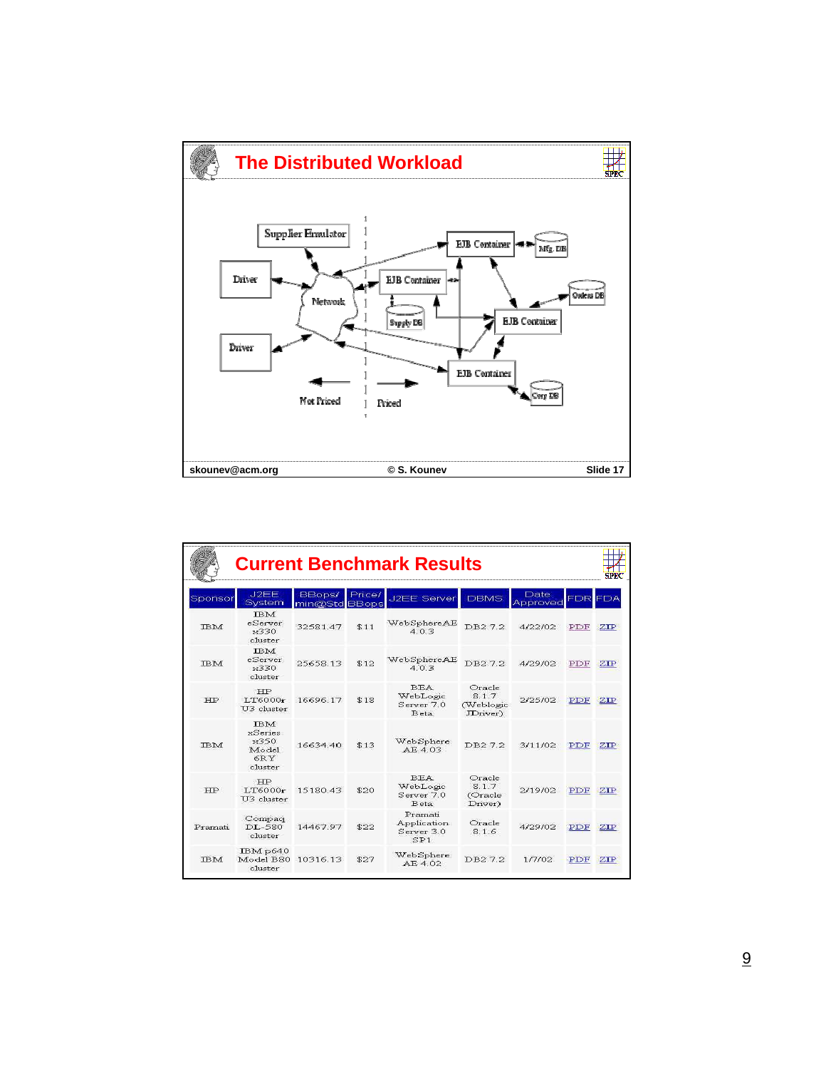## The Distributed Workload

Supplier Emulator

Driver

Driver

Network

EJB Container

EJB Container

EJB Container

EJB Container

Mfg. DB

Orders DB

Supply DB

Corp DB

Not Priced

Priced

skounev@acm.org © S. Kounev Slide 17

## Current Benchmark Results

| Sponsor | J2EE System | BBops/min@Std | Price/BBops | J2EE Server | DBMS | Date Approved | FDR | FDA |
|---|---|---|---|---|---|---|---|---|
| IBM | IBM eServer x330 cluster | 32581.47 | $11 | WebSphereAE 4.0.3 | DB2 7.2 | 4/22/02 | PDF | ZIP |
| IBM | IBM eServer x330 cluster | 25658.13 | $12 | WebSphereAE 4.0.3 | DB2 7.2 | 4/29/02 | PDF | ZIP |
| HP | HP LT6000r U3 cluster | 16696.17 | $18 | BEA WebLogic Server 7.0 Beta | Oracle 8.1.7 (Weblogic JDriver) | 2/25/02 | PDF | ZIP |
| IBM | IBM xSeries x350 Model 6RY cluster | 16634.40 | $13 | WebSphere AE 4.03 | DB2 7.2 | 3/11/02 | PDF | ZIP |
| HP | HP LT6000r U3 cluster | 15180.43 | $20 | BEA WebLogic Server 7.0 Beta | Oracle 8.1.7 (Oracle Driver) | 2/19/02 | PDF | ZIP |
| Pramati | Compaq DL-580 cluster | 14467.97 | $22 | Pramati Application Server 3.0 SP1 | Oracle 8.1.6 | 4/29/02 | PDF | ZIP |
| IBM | IBM p640 Model B80 cluster | 10316.13 | $27 | WebSphere AE 4.02 | DB2 7.2 | 1/7/02 | PDF | ZIP |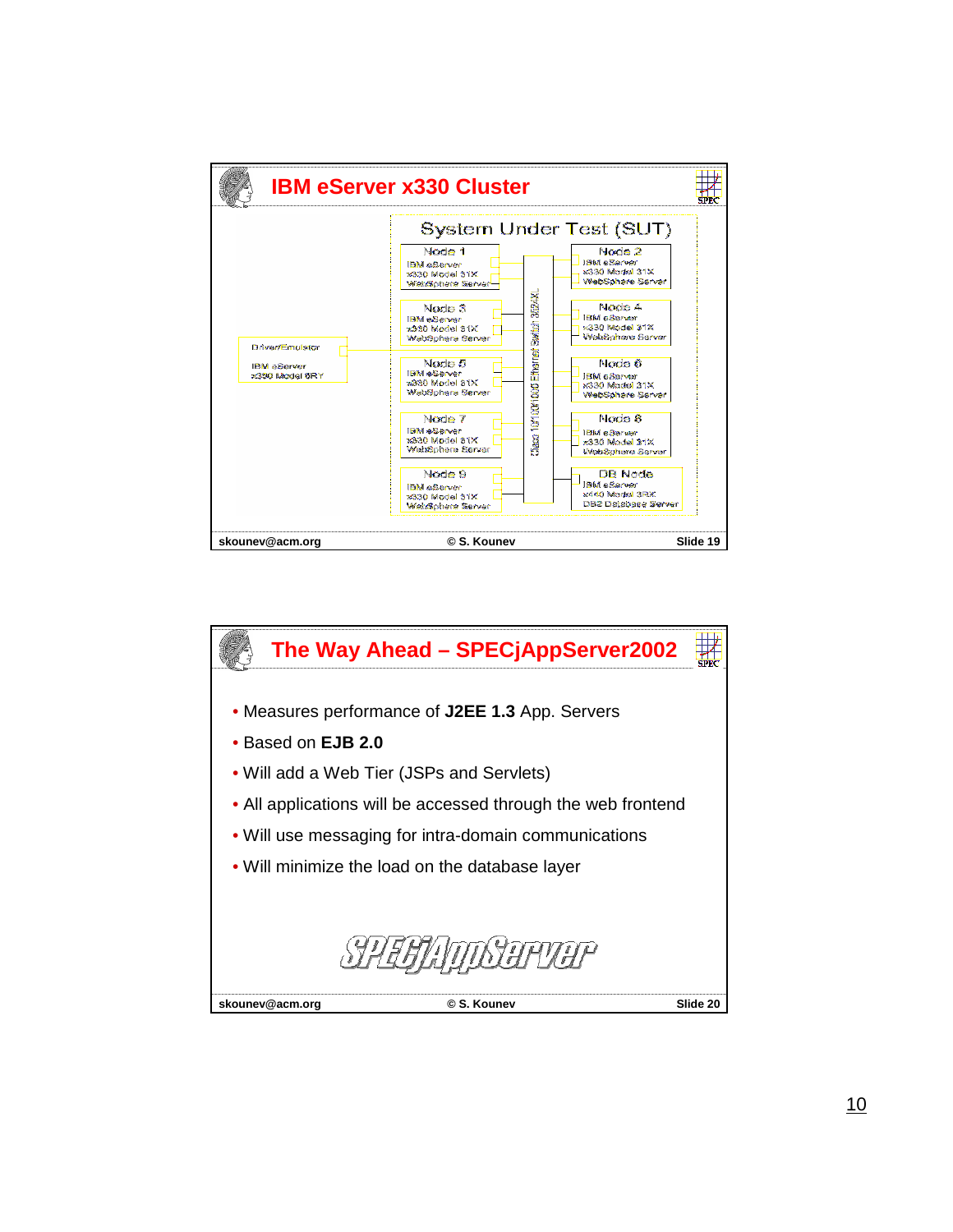## IBM eServer x330 Cluster

System Under Test (SUT)

Node 1
IBM eServer
x330 Model 81X
WebSphere Server

Node 2
IBM eServer
x330 Model 31X
WebSphere Server

Node 3
IBM eServer
x330 Model 81X
WebSphere Server

Node 4
IBM eServer
x330 Model 31X
WebSphere Server

Driver/Emulator
IBM eServer
x330 Model 6RY

Node 5
IBM eServer
x330 Model 81X
WebSphere Server

Node 6
IBM eServer
x330 Model 31X
WebSphere Server

Node 7
IBM eServer
x330 Model 81X
WebSphere Server

Node 8
IBM eServer
x330 Model 31X
WebSphere Server

Node 9
IBM eServer
x330 Model 81X
WebSphere Server

DB Node
IBM eServer
x440 Model 3RX
DB2 Database Server

Cisco 10/100/1000 Ethernet Switch 3524-XL

## The Way Ahead – SPECjAppServer2002

- Measures performance of **J2EE 1.3** App. Servers
- Based on **EJB 2.0**
- Will add a Web Tier (JSPs and Servlets)
- All applications will be accessed through the web frontend
- Will use messaging for intra-domain communications
- Will minimize the load on the database layer

SPECjAppServer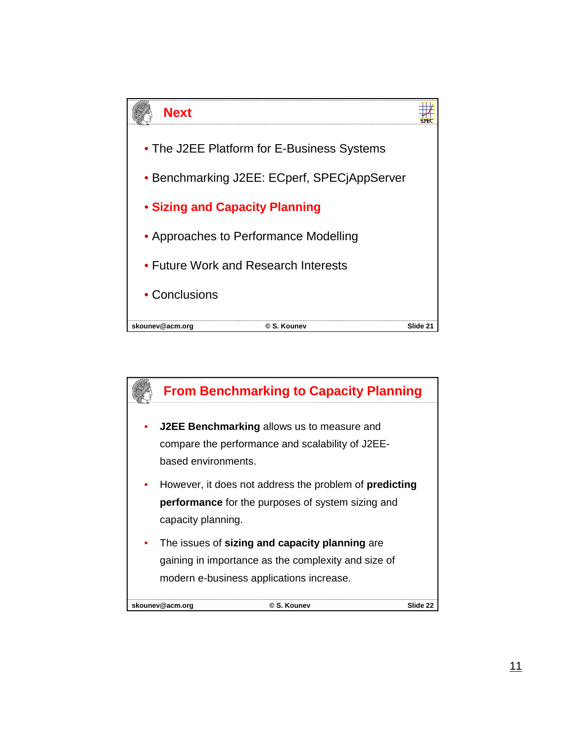## Next

- The J2EE Platform for E-Business Systems
- Benchmarking J2EE: ECperf, SPECjAppServer
- **Sizing and Capacity Planning**
- Approaches to Performance Modelling
- Future Work and Research Interests
- Conclusions

## From Benchmarking to Capacity Planning

- **J2EE Benchmarking** allows us to measure and compare the performance and scalability of J2EE-based environments.
- However, it does not address the problem of **predicting performance** for the purposes of system sizing and capacity planning.
- The issues of **sizing and capacity planning** are gaining in importance as the complexity and size of modern e-business applications increase.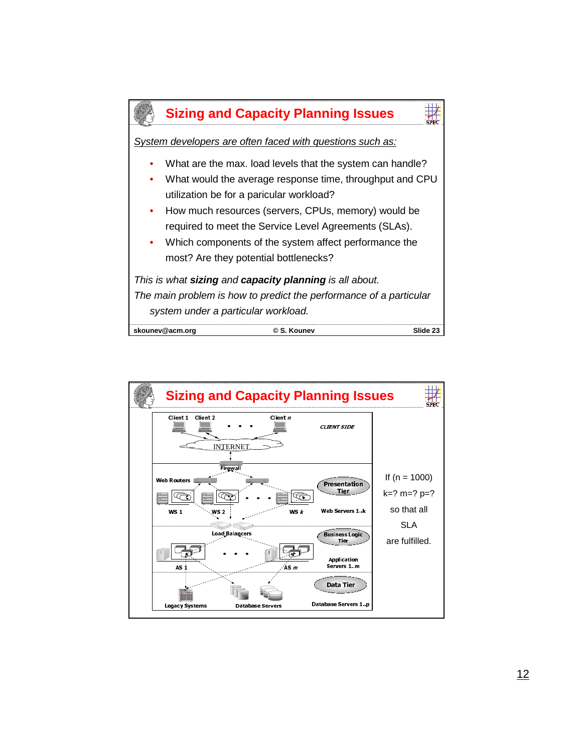## Sizing and Capacity Planning Issues

*System developers are often faced with questions such as:*

- What are the max. load levels that the system can handle?
- What would the average response time, throughput and CPU utilization be for a paricular workload?
- How much resources (servers, CPUs, memory) would be required to meet the Service Level Agreements (SLAs).
- Which components of the system affect performance the most? Are they potential bottlenecks?

*This is what **sizing** and **capacity planning** is all about.*

*The main problem is how to predict the performance of a particular system under a particular workload.*

skounev@acm.org © S. Kounev Slide 23

## Sizing and Capacity Planning Issues

Client 1 Client 2 . . . Client *n* — CLIENT SIDE

INTERNET

Firewall

Web Routers

WS 1 WS 2 . . . WS *k* — Presentation Tier — Web Servers 1..k

Load Balancers

AS 1 . . . AS *m* — Business Logic Tier — Application Servers 1..m

Legacy Systems, Database Servers — Data Tier — Database Servers 1..p

If (n = 1000) k=? m=? p=? so that all SLA are fulfilled.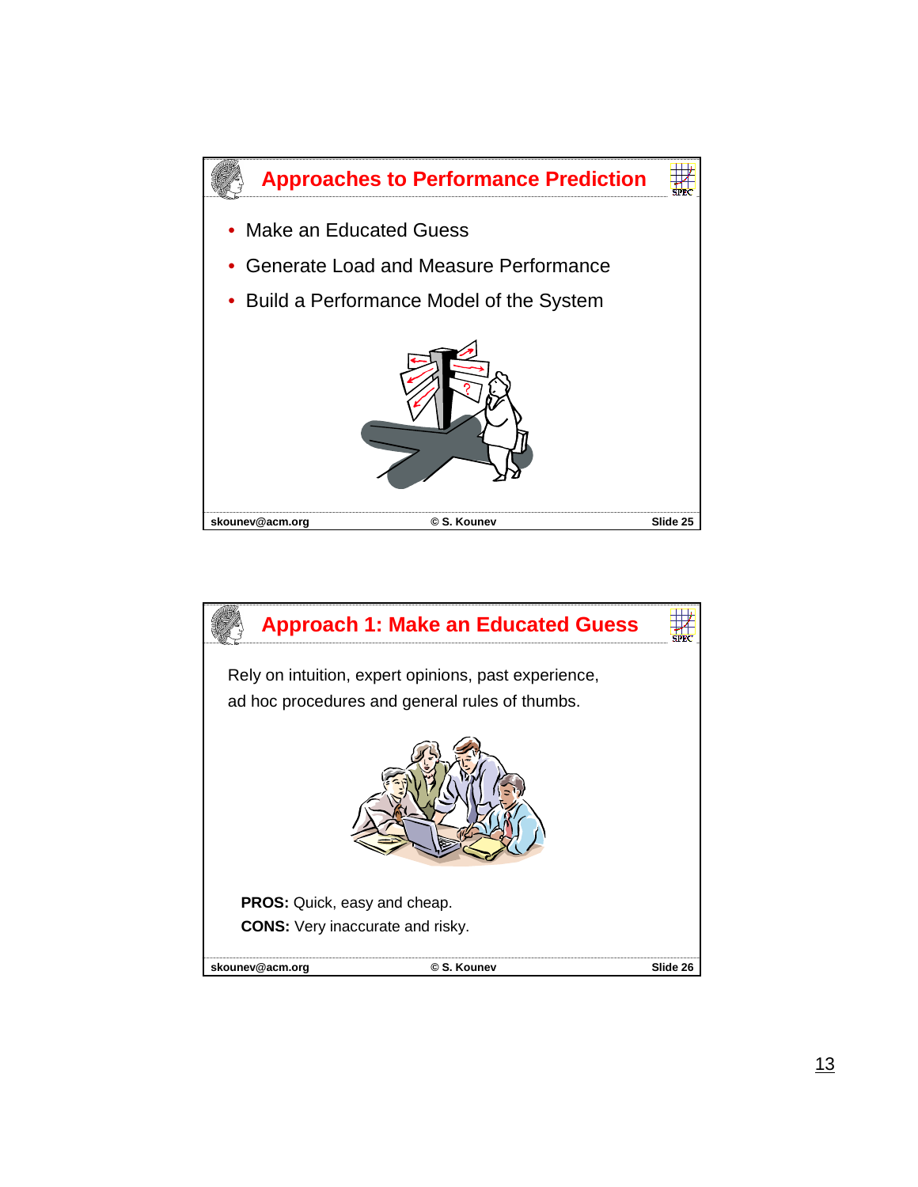## Approaches to Performance Prediction

- Make an Educated Guess
- Generate Load and Measure Performance
- Build a Performance Model of the System

## Approach 1: Make an Educated Guess

Rely on intuition, expert opinions, past experience, ad hoc procedures and general rules of thumbs.

**PROS:** Quick, easy and cheap.

**CONS:** Very inaccurate and risky.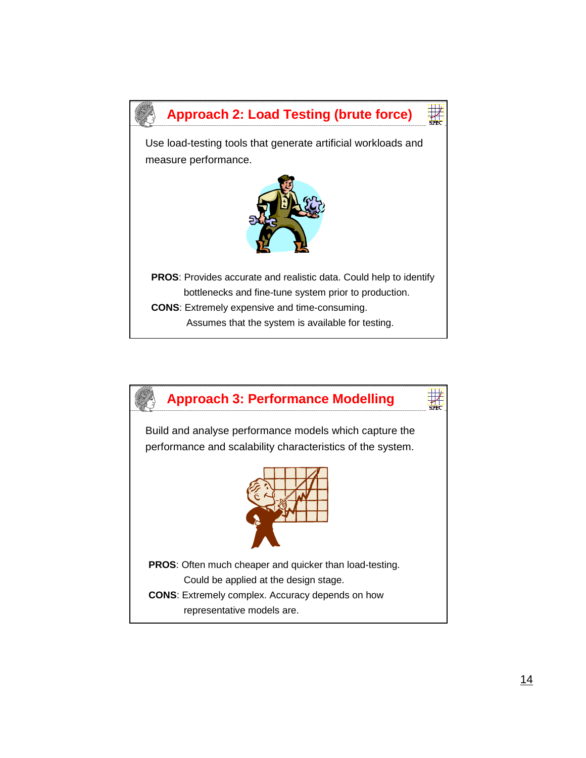## Approach 2: Load Testing (brute force)

Use load-testing tools that generate artificial workloads and measure performance.

**PROS**: Provides accurate and realistic data. Could help to identify bottlenecks and fine-tune system prior to production.

**CONS**: Extremely expensive and time-consuming. Assumes that the system is available for testing.

## Approach 3: Performance Modelling

Build and analyse performance models which capture the performance and scalability characteristics of the system.

**PROS**: Often much cheaper and quicker than load-testing. Could be applied at the design stage.

**CONS**: Extremely complex. Accuracy depends on how representative models are.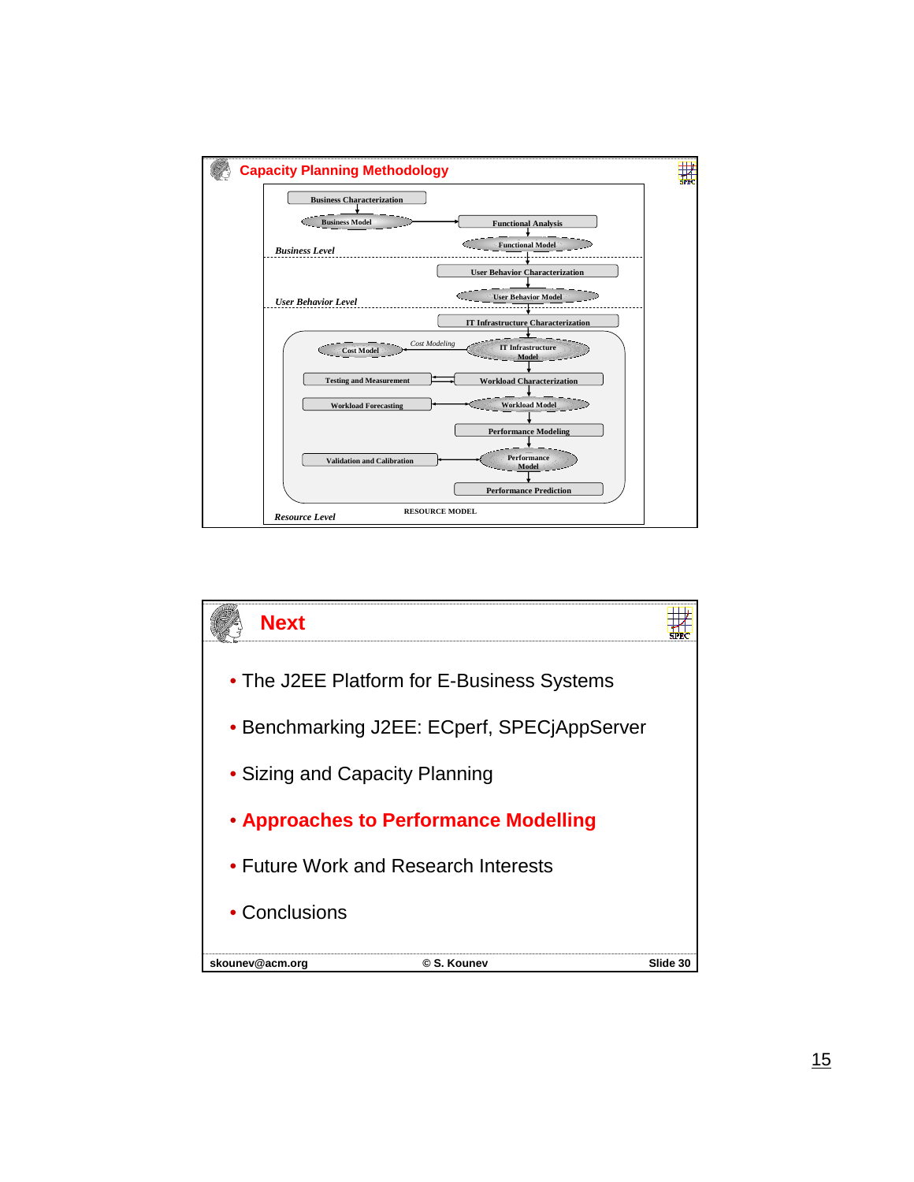## Capacity Planning Methodology

**Business Level**

- Business Characterization
- Business Model
- Functional Analysis
- Functional Model

**User Behavior Level**

- User Behavior Characterization
- User Behavior Model

**Resource Level** (RESOURCE MODEL)

- IT Infrastructure Characterization
- IT Infrastructure Model
- *Cost Modeling*
- Cost Model
- Testing and Measurement
- Workload Characterization
- Workload Forecasting
- Workload Model
- Performance Modeling
- Validation and Calibration
- Performance Model
- Performance Prediction

## Next

- The J2EE Platform for E-Business Systems
- Benchmarking J2EE: ECperf, SPECjAppServer
- Sizing and Capacity Planning
- **Approaches to Performance Modelling**
- Future Work and Research Interests
- Conclusions

skounev@acm.org © S. Kounev Slide 30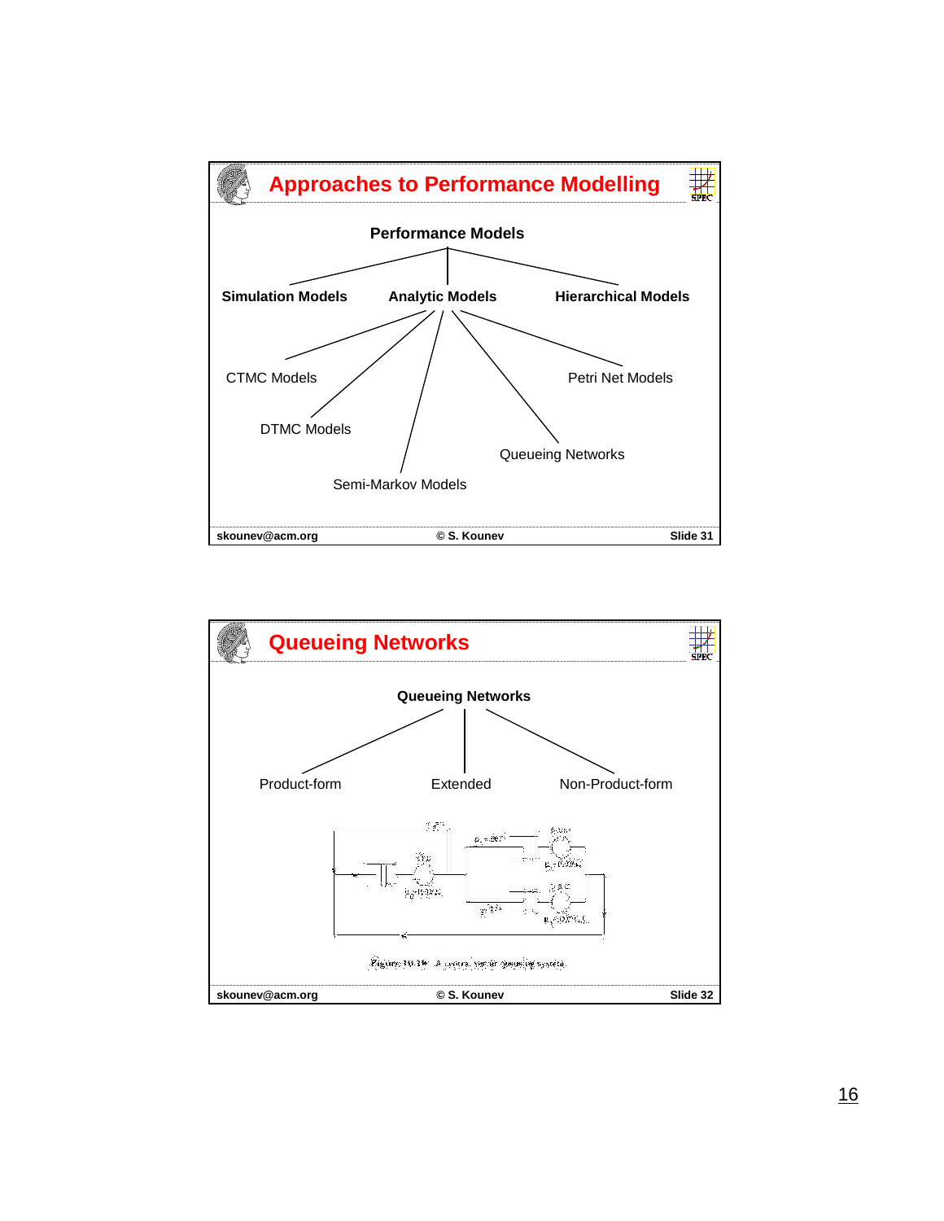## Approaches to Performance Modelling

**Performance Models**

- **Simulation Models**
- **Analytic Models**
  - CTMC Models
  - DTMC Models
  - Semi-Markov Models
  - Queueing Networks
  - Petri Net Models
- **Hierarchical Models**

## Queueing Networks

**Queueing Networks**

- Product-form
- Extended
- Non-Product-form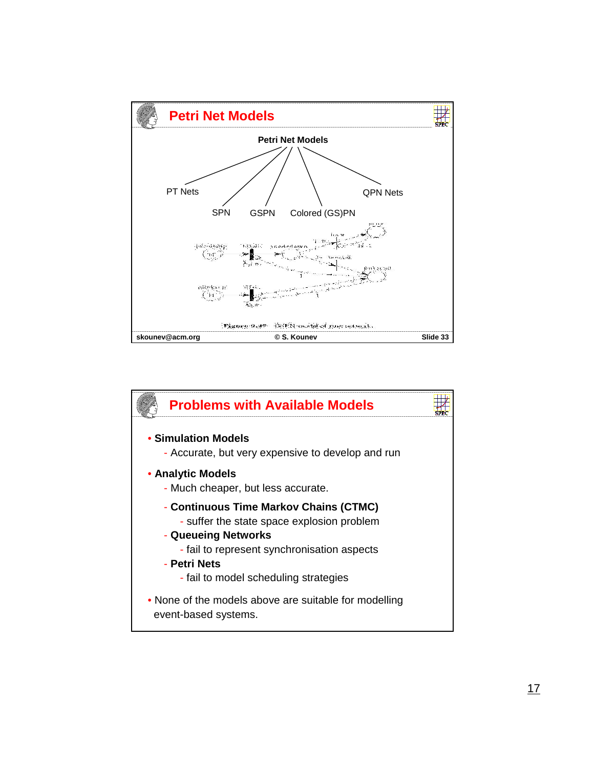## Petri Net Models

Petri Net Models

- PT Nets
- SPN
- GSPN
- Colored (GS)PN
- QPN Nets

## Problems with Available Models

- **Simulation Models**
  - Accurate, but very expensive to develop and run
- **Analytic Models**
  - Much cheaper, but less accurate.
  - **Continuous Time Markov Chains (CTMC)**
    - suffer the state space explosion problem
  - **Queueing Networks**
    - fail to represent synchronisation aspects
  - **Petri Nets**
    - fail to model scheduling strategies
- None of the models above are suitable for modelling event-based systems.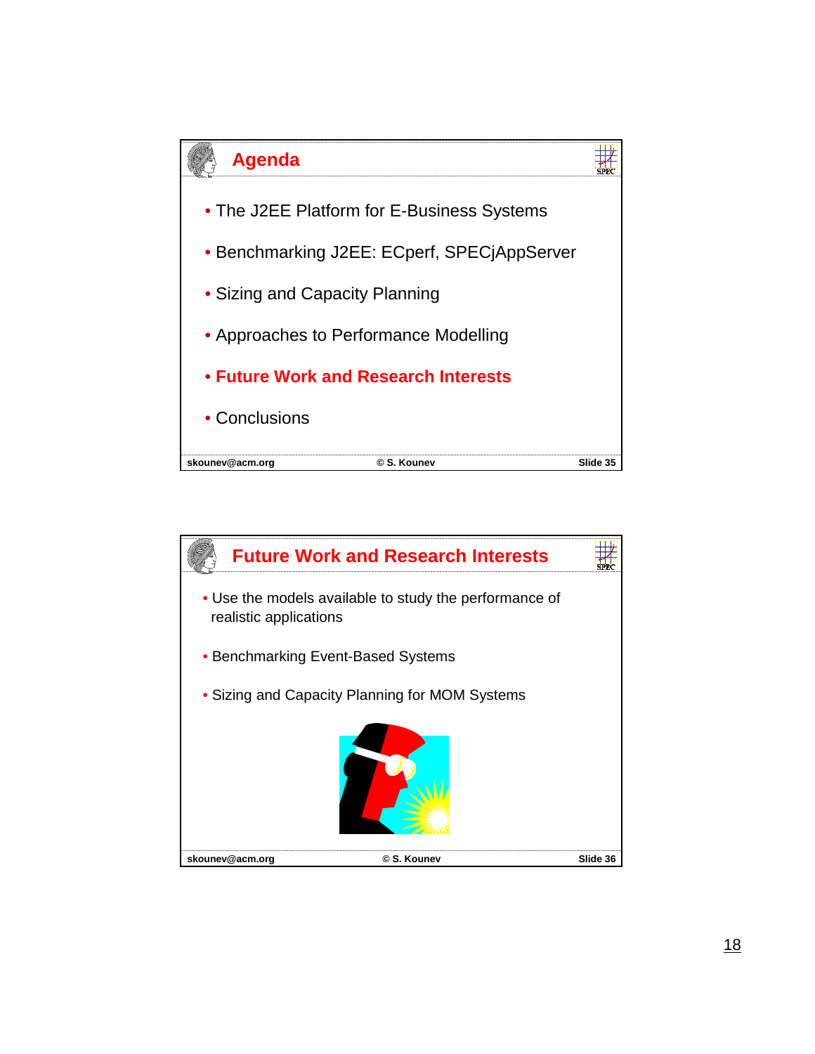## Agenda

- The J2EE Platform for E-Business Systems
- Benchmarking J2EE: ECperf, SPECjAppServer
- Sizing and Capacity Planning
- Approaches to Performance Modelling
- **Future Work and Research Interests**
- Conclusions

## Future Work and Research Interests

- Use the models available to study the performance of realistic applications
- Benchmarking Event-Based Systems
- Sizing and Capacity Planning for MOM Systems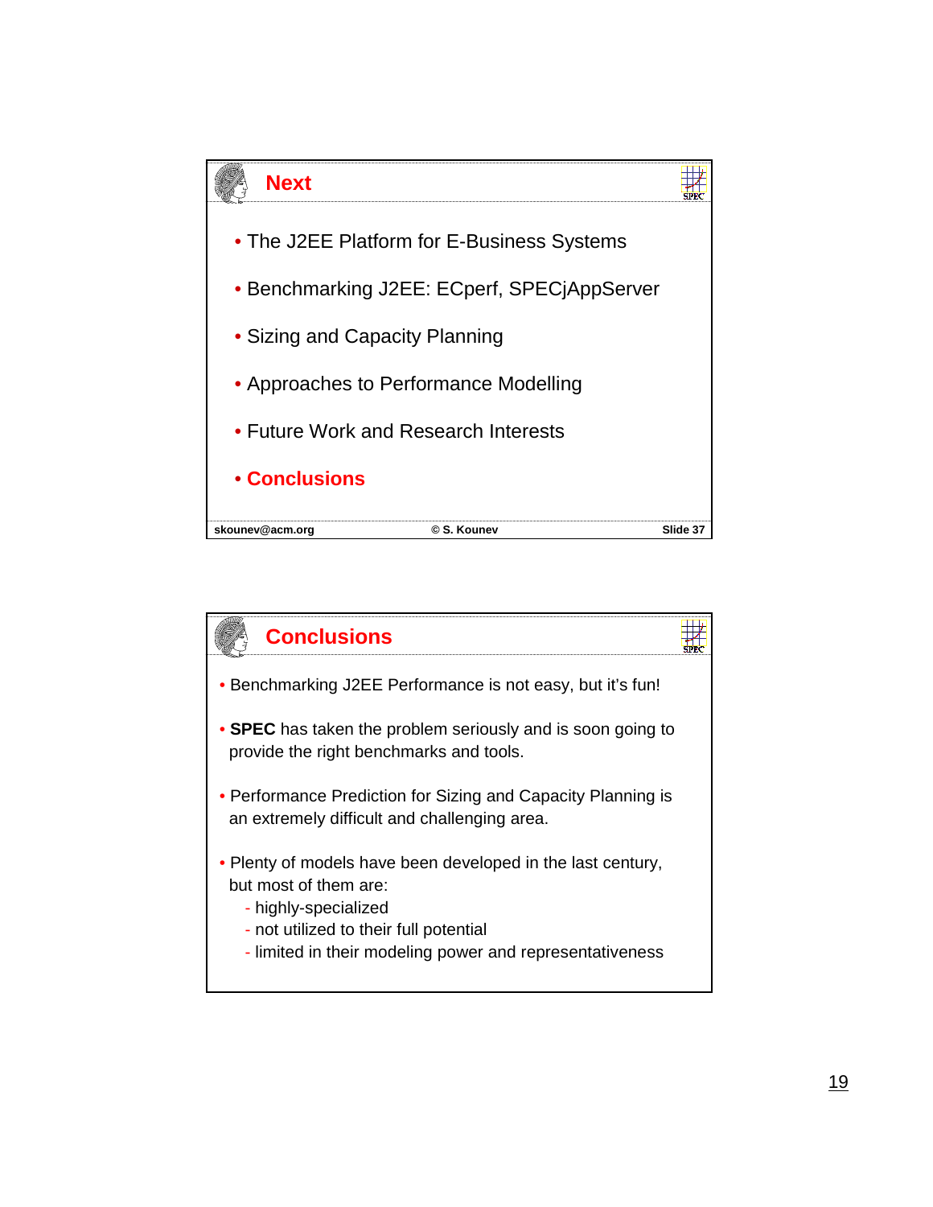## Next

- The J2EE Platform for E-Business Systems
- Benchmarking J2EE: ECperf, SPECjAppServer
- Sizing and Capacity Planning
- Approaches to Performance Modelling
- Future Work and Research Interests
- **Conclusions**

skounev@acm.org © S. Kounev Slide 37

## Conclusions

- Benchmarking J2EE Performance is not easy, but it's fun!
- **SPEC** has taken the problem seriously and is soon going to provide the right benchmarks and tools.
- Performance Prediction for Sizing and Capacity Planning is an extremely difficult and challenging area.
- Plenty of models have been developed in the last century, but most of them are:
  - highly-specialized
  - not utilized to their full potential
  - limited in their modeling power and representativeness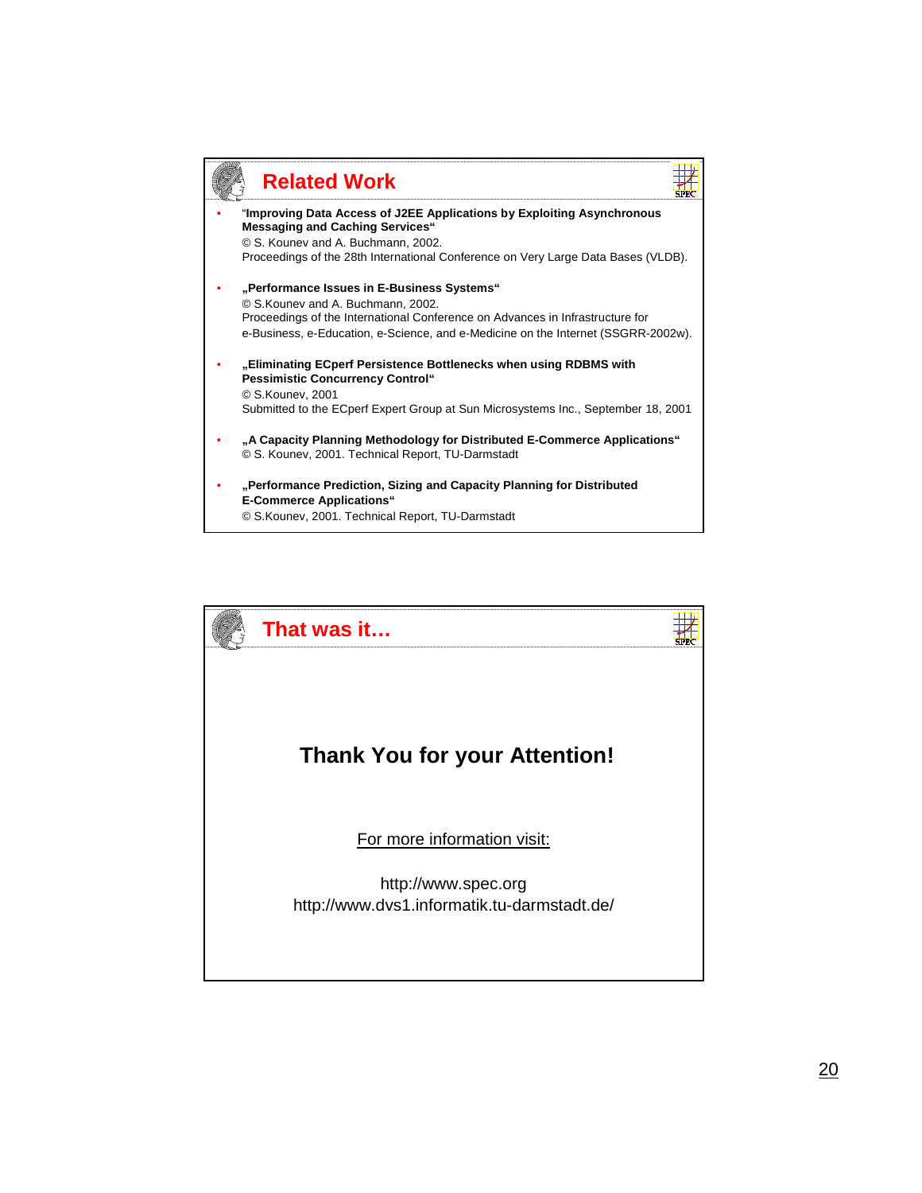## Related Work

- "**Improving Data Access of J2EE Applications by Exploiting Asynchronous Messaging and Caching Services**"
  © S. Kounev and A. Buchmann, 2002.
  Proceedings of the 28th International Conference on Very Large Data Bases (VLDB).

- „**Performance Issues in E-Business Systems**"
  © S.Kounev and A. Buchmann, 2002.
  Proceedings of the International Conference on Advances in Infrastructure for e-Business, e-Education, e-Science, and e-Medicine on the Internet (SSGRR-2002w).

- „**Eliminating ECperf Persistence Bottlenecks when using RDBMS with Pessimistic Concurrency Control**"
  © S.Kounev, 2001
  Submitted to the ECperf Expert Group at Sun Microsystems Inc., September 18, 2001

- „**A Capacity Planning Methodology for Distributed E-Commerce Applications**"
  © S. Kounev, 2001. Technical Report, TU-Darmstadt

- „**Performance Prediction, Sizing and Capacity Planning for Distributed E-Commerce Applications**"
  © S.Kounev, 2001. Technical Report, TU-Darmstadt

## That was it…

**Thank You for your Attention!**

For more information visit:

http://www.spec.org
http://www.dvs1.informatik.tu-darmstadt.de/